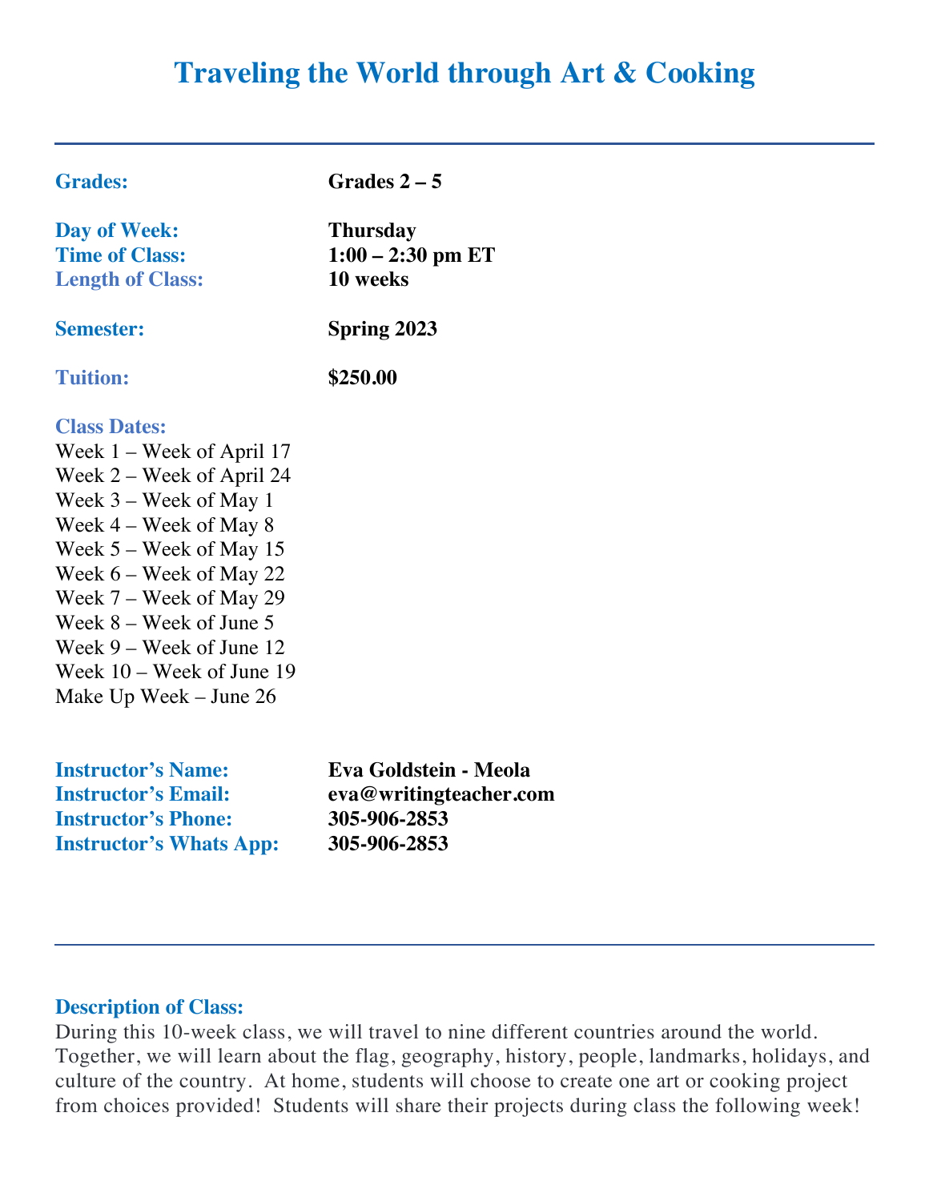# Traveling the World through Art & Cooking

---

| | |
|---|---|
| **Grades:** | **Grades 2 – 5** |
| **Day of Week:** | **Thursday** |
| **Time of Class:** | **1:00 – 2:30 pm ET** |
| **Length of Class:** | **10 weeks** |
| **Semester:** | **Spring 2023** |
| **Tuition:** | **$250.00** |

**Class Dates:**

Week 1 – Week of April 17
Week 2 – Week of April 24
Week 3 – Week of May 1
Week 4 – Week of May 8
Week 5 – Week of May 15
Week 6 – Week of May 22
Week 7 – Week of May 29
Week 8 – Week of June 5
Week 9 – Week of June 12
Week 10 – Week of June 19
Make Up Week – June 26

| | |
|---|---|
| **Instructor's Name:** | **Eva Goldstein - Meola** |
| **Instructor's Email:** | **eva@writingteacher.com** |
| **Instructor's Phone:** | **305-906-2853** |
| **Instructor's Whats App:** | **305-906-2853** |

---

**Description of Class:**

During this 10-week class, we will travel to nine different countries around the world. Together, we will learn about the flag, geography, history, people, landmarks, holidays, and culture of the country. At home, students will choose to create one art or cooking project from choices provided! Students will share their projects during class the following week!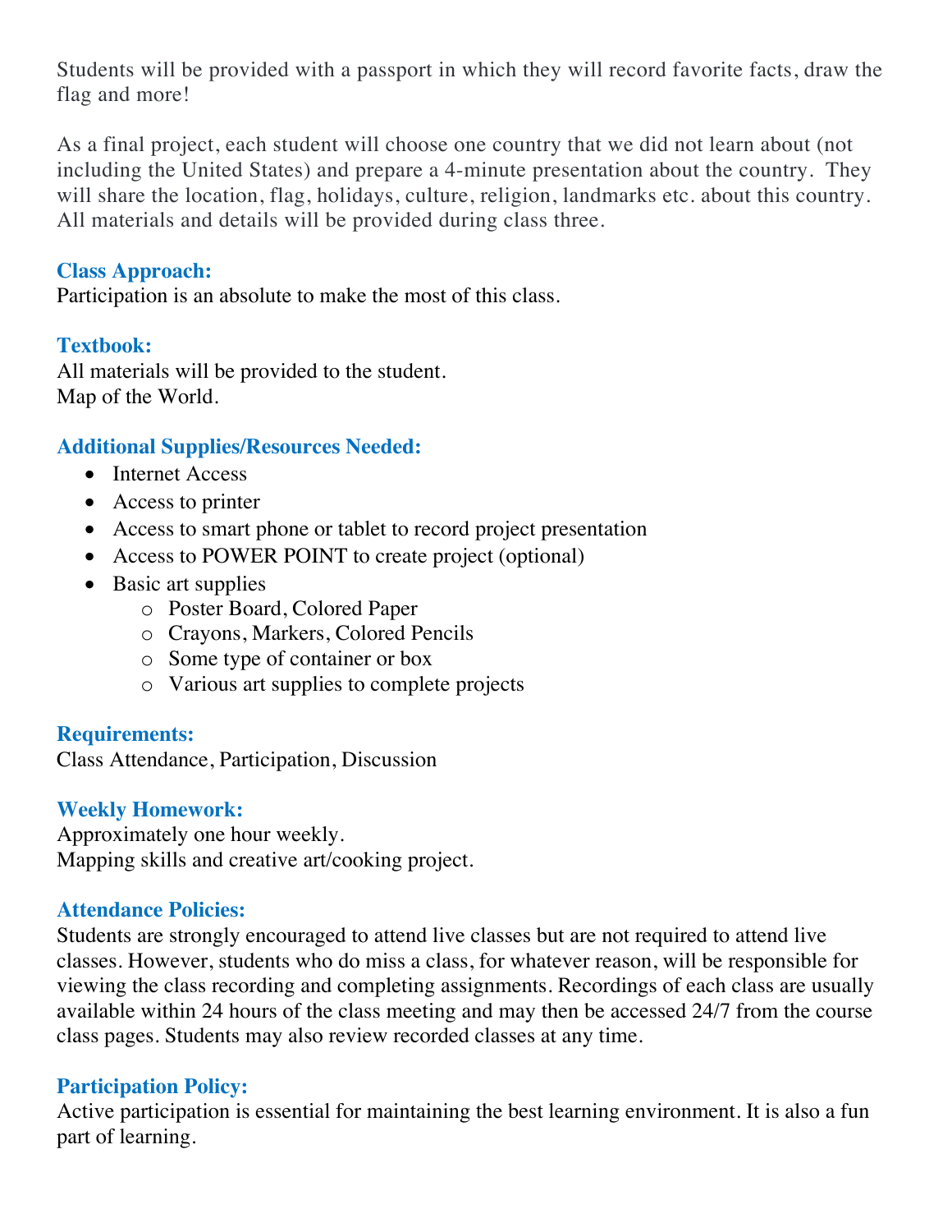Students will be provided with a passport in which they will record favorite facts, draw the flag and more!

As a final project, each student will choose one country that we did not learn about (not including the United States) and prepare a 4-minute presentation about the country. They will share the location, flag, holidays, culture, religion, landmarks etc. about this country. All materials and details will be provided during class three.

### Class Approach:

Participation is an absolute to make the most of this class.

### Textbook:

All materials will be provided to the student.
Map of the World.

### Additional Supplies/Resources Needed:

- Internet Access
- Access to printer
- Access to smart phone or tablet to record project presentation
- Access to POWER POINT to create project (optional)
- Basic art supplies
  - Poster Board, Colored Paper
  - Crayons, Markers, Colored Pencils
  - Some type of container or box
  - Various art supplies to complete projects

### Requirements:

Class Attendance, Participation, Discussion

### Weekly Homework:

Approximately one hour weekly.
Mapping skills and creative art/cooking project.

### Attendance Policies:

Students are strongly encouraged to attend live classes but are not required to attend live classes. However, students who do miss a class, for whatever reason, will be responsible for viewing the class recording and completing assignments. Recordings of each class are usually available within 24 hours of the class meeting and may then be accessed 24/7 from the course class pages. Students may also review recorded classes at any time.

### Participation Policy:

Active participation is essential for maintaining the best learning environment. It is also a fun part of learning.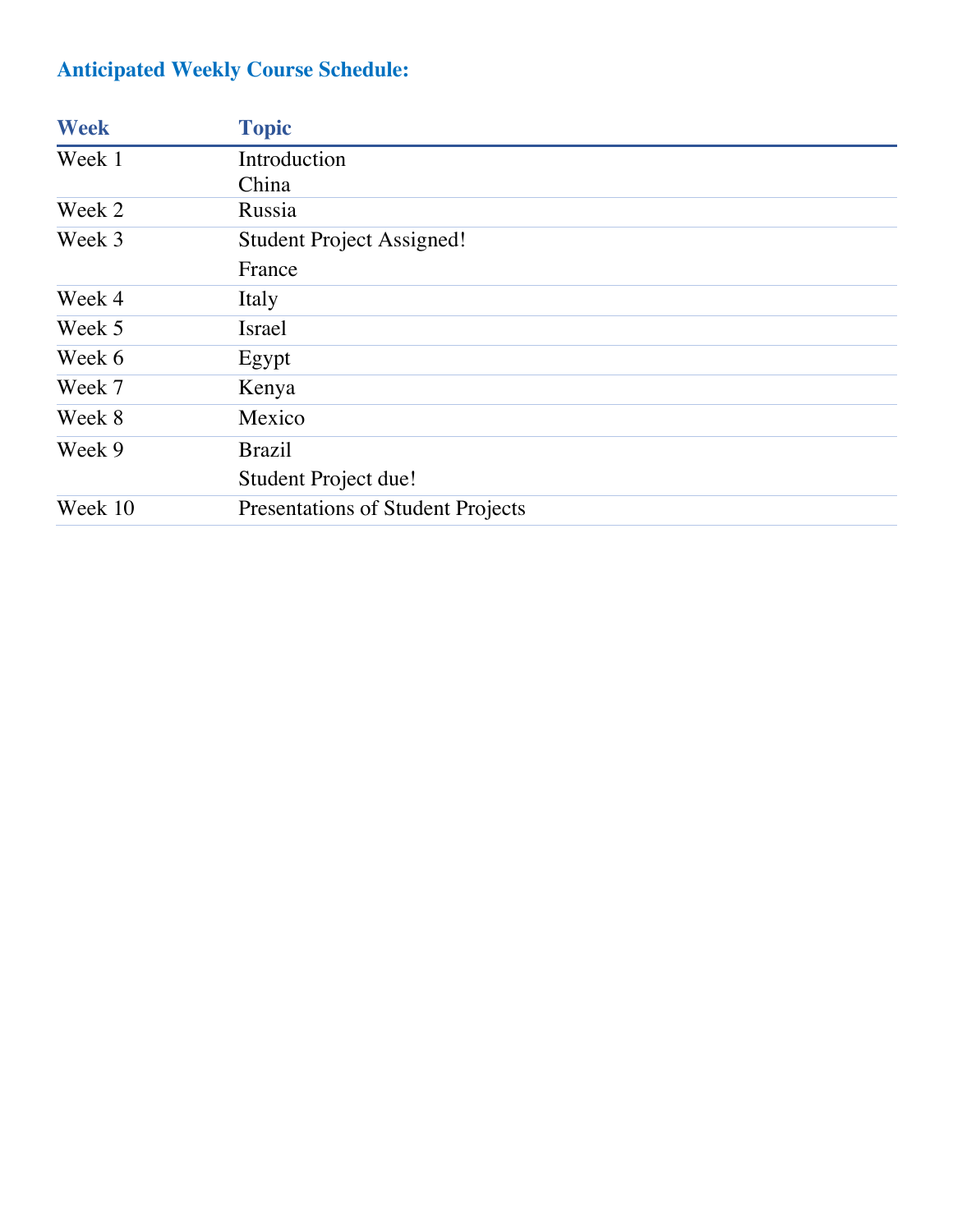### Anticipated Weekly Course Schedule:

| Week | Topic |
| --- | --- |
| Week 1 | Introduction<br>China |
| Week 2 | Russia |
| Week 3 | Student Project Assigned!<br>France |
| Week 4 | Italy |
| Week 5 | Israel |
| Week 6 | Egypt |
| Week 7 | Kenya |
| Week 8 | Mexico |
| Week 9 | Brazil<br>Student Project due! |
| Week 10 | Presentations of Student Projects |